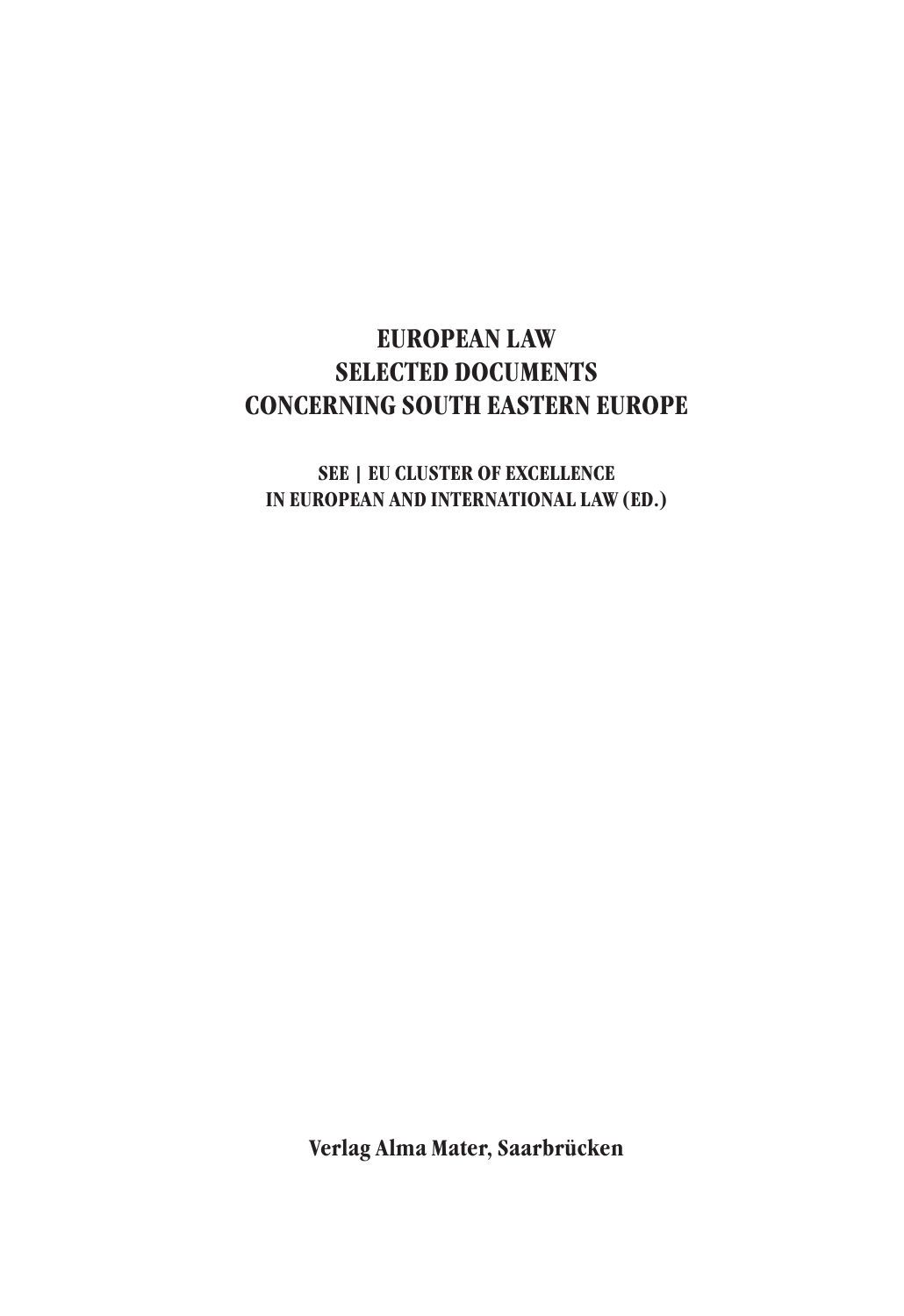# EUROPEAN LAW
# SELECTED DOCUMENTS
# CONCERNING SOUTH EASTERN EUROPE

### SEE | EU CLUSTER OF EXCELLENCE IN EUROPEAN AND INTERNATIONAL LAW (ED.)

**Verlag Alma Mater, Saarbrücken**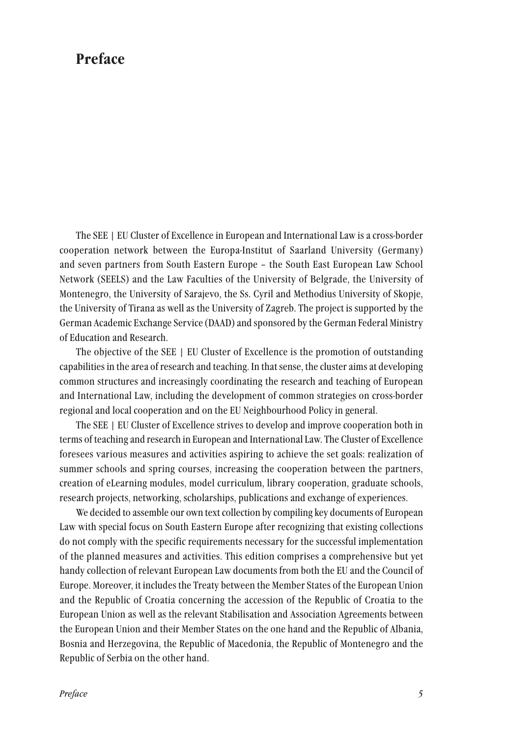# Preface

The SEE | EU Cluster of Excellence in European and International Law is a cross-border cooperation network between the Europa-Institut of Saarland University (Germany) and seven partners from South Eastern Europe – the South East European Law School Network (SEELS) and the Law Faculties of the University of Belgrade, the University of Montenegro, the University of Sarajevo, the Ss. Cyril and Methodius University of Skopje, the University of Tirana as well as the University of Zagreb. The project is supported by the German Academic Exchange Service (DAAD) and sponsored by the German Federal Ministry of Education and Research.

The objective of the SEE | EU Cluster of Excellence is the promotion of outstanding capabilities in the area of research and teaching. In that sense, the cluster aims at developing common structures and increasingly coordinating the research and teaching of European and International Law, including the development of common strategies on cross-border regional and local cooperation and on the EU Neighbourhood Policy in general.

The SEE | EU Cluster of Excellence strives to develop and improve cooperation both in terms of teaching and research in European and International Law. The Cluster of Excellence foresees various measures and activities aspiring to achieve the set goals: realization of summer schools and spring courses, increasing the cooperation between the partners, creation of eLearning modules, model curriculum, library cooperation, graduate schools, research projects, networking, scholarships, publications and exchange of experiences.

We decided to assemble our own text collection by compiling key documents of European Law with special focus on South Eastern Europe after recognizing that existing collections do not comply with the specific requirements necessary for the successful implementation of the planned measures and activities. This edition comprises a comprehensive but yet handy collection of relevant European Law documents from both the EU and the Council of Europe. Moreover, it includes the Treaty between the Member States of the European Union and the Republic of Croatia concerning the accession of the Republic of Croatia to the European Union as well as the relevant Stabilisation and Association Agreements between the European Union and their Member States on the one hand and the Republic of Albania, Bosnia and Herzegovina, the Republic of Macedonia, the Republic of Montenegro and the Republic of Serbia on the other hand.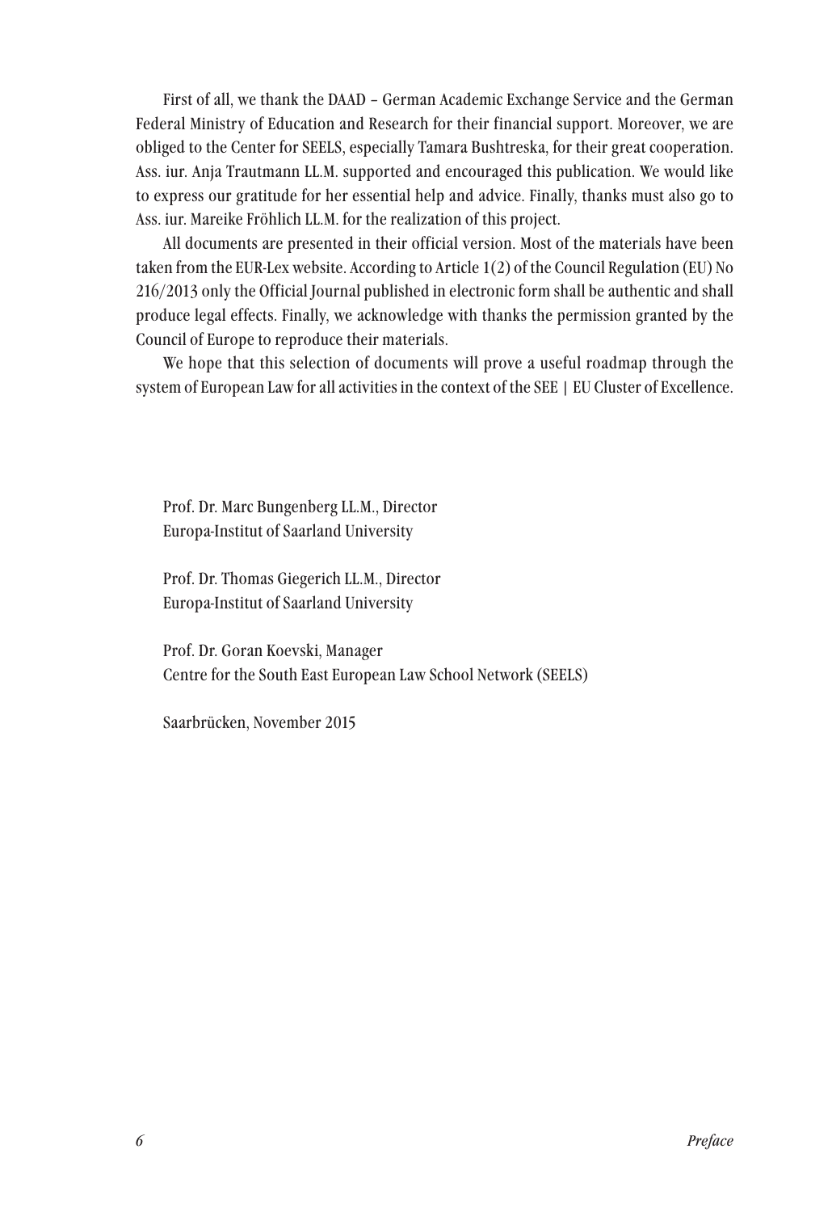First of all, we thank the DAAD – German Academic Exchange Service and the German Federal Ministry of Education and Research for their financial support. Moreover, we are obliged to the Center for SEELS, especially Tamara Bushtreska, for their great cooperation. Ass. iur. Anja Trautmann LL.M. supported and encouraged this publication. We would like to express our gratitude for her essential help and advice. Finally, thanks must also go to Ass. iur. Mareike Fröhlich LL.M. for the realization of this project.

All documents are presented in their official version. Most of the materials have been taken from the EUR-Lex website. According to Article 1(2) of the Council Regulation (EU) No 216/2013 only the Official Journal published in electronic form shall be authentic and shall produce legal effects. Finally, we acknowledge with thanks the permission granted by the Council of Europe to reproduce their materials.

We hope that this selection of documents will prove a useful roadmap through the system of European Law for all activities in the context of the SEE | EU Cluster of Excellence.

Prof. Dr. Marc Bungenberg LL.M., Director
Europa-Institut of Saarland University

Prof. Dr. Thomas Giegerich LL.M., Director
Europa-Institut of Saarland University

Prof. Dr. Goran Koevski, Manager
Centre for the South East European Law School Network (SEELS)

Saarbrücken, November 2015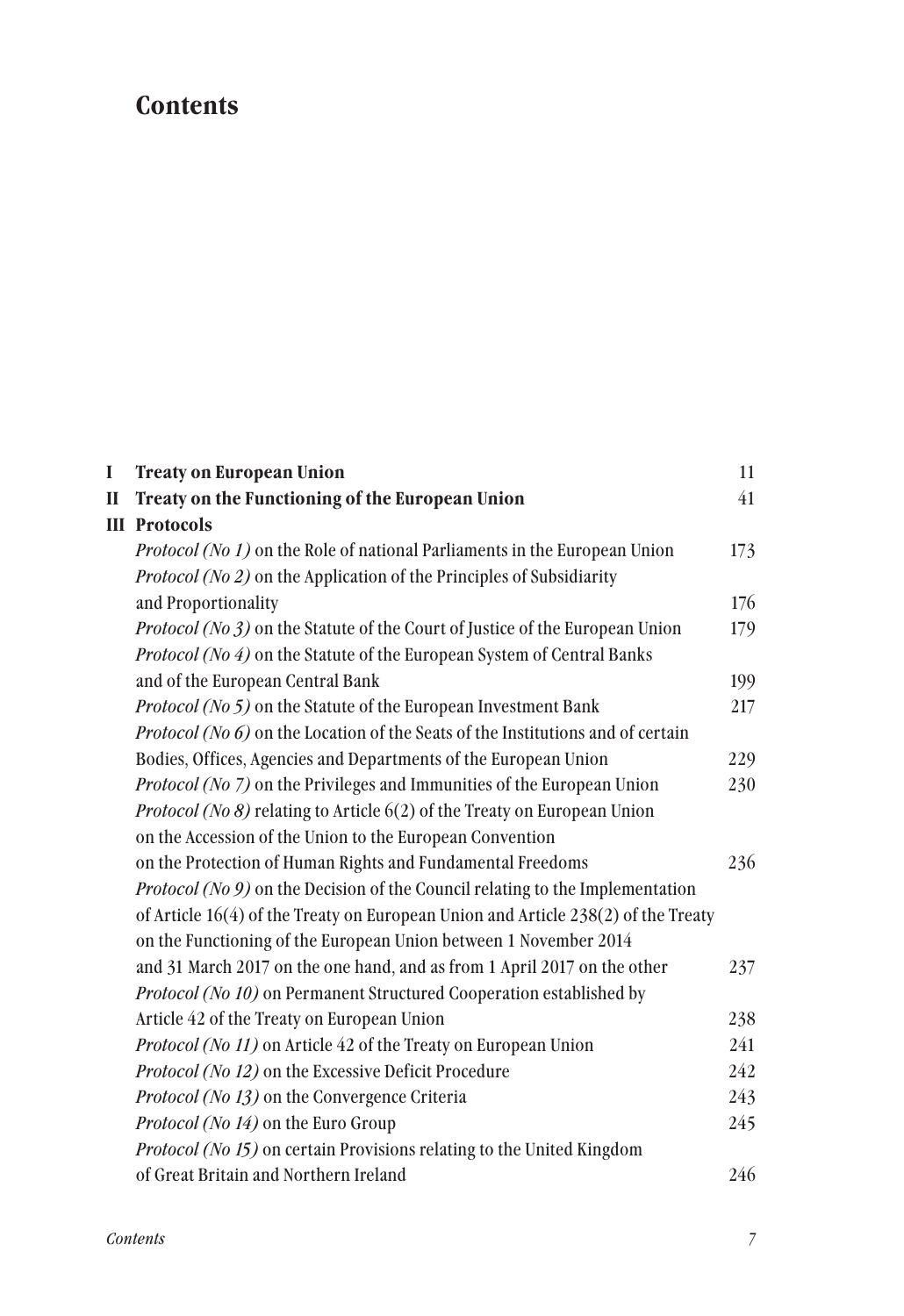# Contents

| | | |
|---|---|---|
| **I** | **Treaty on European Union** | 11 |
| **II** | **Treaty on the Functioning of the European Union** | 41 |
| **III** | **Protocols** | |
| | *Protocol (No 1)* on the Role of national Parliaments in the European Union | 173 |
| | *Protocol (No 2)* on the Application of the Principles of Subsidiarity and Proportionality | 176 |
| | *Protocol (No 3)* on the Statute of the Court of Justice of the European Union | 179 |
| | *Protocol (No 4)* on the Statute of the European System of Central Banks and of the European Central Bank | 199 |
| | *Protocol (No 5)* on the Statute of the European Investment Bank | 217 |
| | *Protocol (No 6)* on the Location of the Seats of the Institutions and of certain Bodies, Offices, Agencies and Departments of the European Union | 229 |
| | *Protocol (No 7)* on the Privileges and Immunities of the European Union | 230 |
| | *Protocol (No 8)* relating to Article 6(2) of the Treaty on European Union on the Accession of the Union to the European Convention on the Protection of Human Rights and Fundamental Freedoms | 236 |
| | *Protocol (No 9)* on the Decision of the Council relating to the Implementation of Article 16(4) of the Treaty on European Union and Article 238(2) of the Treaty on the Functioning of the European Union between 1 November 2014 and 31 March 2017 on the one hand, and as from 1 April 2017 on the other | 237 |
| | *Protocol (No 10)* on Permanent Structured Cooperation established by Article 42 of the Treaty on European Union | 238 |
| | *Protocol (No 11)* on Article 42 of the Treaty on European Union | 241 |
| | *Protocol (No 12)* on the Excessive Deficit Procedure | 242 |
| | *Protocol (No 13)* on the Convergence Criteria | 243 |
| | *Protocol (No 14)* on the Euro Group | 245 |
| | *Protocol (No 15)* on certain Provisions relating to the United Kingdom of Great Britain and Northern Ireland | 246 |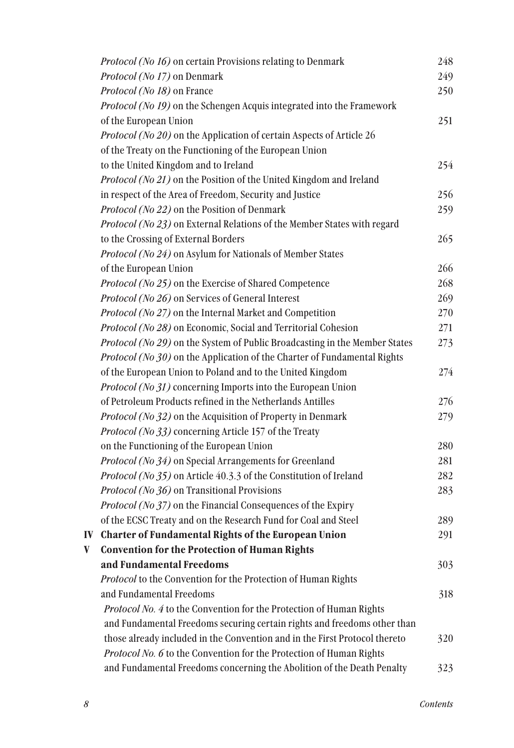*Protocol (No 16)* on certain Provisions relating to Denmark 248
*Protocol (No 17)* on Denmark 249
*Protocol (No 18)* on France 250
*Protocol (No 19)* on the Schengen Acquis integrated into the Framework of the European Union 251
*Protocol (No 20)* on the Application of certain Aspects of Article 26 of the Treaty on the Functioning of the European Union to the United Kingdom and to Ireland 254
*Protocol (No 21)* on the Position of the United Kingdom and Ireland in respect of the Area of Freedom, Security and Justice 256
*Protocol (No 22)* on the Position of Denmark 259
*Protocol (No 23)* on External Relations of the Member States with regard to the Crossing of External Borders 265
*Protocol (No 24)* on Asylum for Nationals of Member States of the European Union 266
*Protocol (No 25)* on the Exercise of Shared Competence 268
*Protocol (No 26)* on Services of General Interest 269
*Protocol (No 27)* on the Internal Market and Competition 270
*Protocol (No 28)* on Economic, Social and Territorial Cohesion 271
*Protocol (No 29)* on the System of Public Broadcasting in the Member States 273
*Protocol (No 30)* on the Application of the Charter of Fundamental Rights of the European Union to Poland and to the United Kingdom 274
*Protocol (No 31)* concerning Imports into the European Union of Petroleum Products refined in the Netherlands Antilles 276
*Protocol (No 32)* on the Acquisition of Property in Denmark 279
*Protocol (No 33)* concerning Article 157 of the Treaty on the Functioning of the European Union 280
*Protocol (No 34)* on Special Arrangements for Greenland 281
*Protocol (No 35)* on Article 40.3.3 of the Constitution of Ireland 282
*Protocol (No 36)* on Transitional Provisions 283
*Protocol (No 37)* on the Financial Consequences of the Expiry of the ECSC Treaty and on the Research Fund for Coal and Steel 289

**IV Charter of Fundamental Rights of the European Union** 291

**V Convention for the Protection of Human Rights and Fundamental Freedoms** 303

*Protocol* to the Convention for the Protection of Human Rights and Fundamental Freedoms 318
*Protocol No. 4* to the Convention for the Protection of Human Rights and Fundamental Freedoms securing certain rights and freedoms other than those already included in the Convention and in the First Protocol thereto 320
*Protocol No. 6* to the Convention for the Protection of Human Rights and Fundamental Freedoms concerning the Abolition of the Death Penalty 323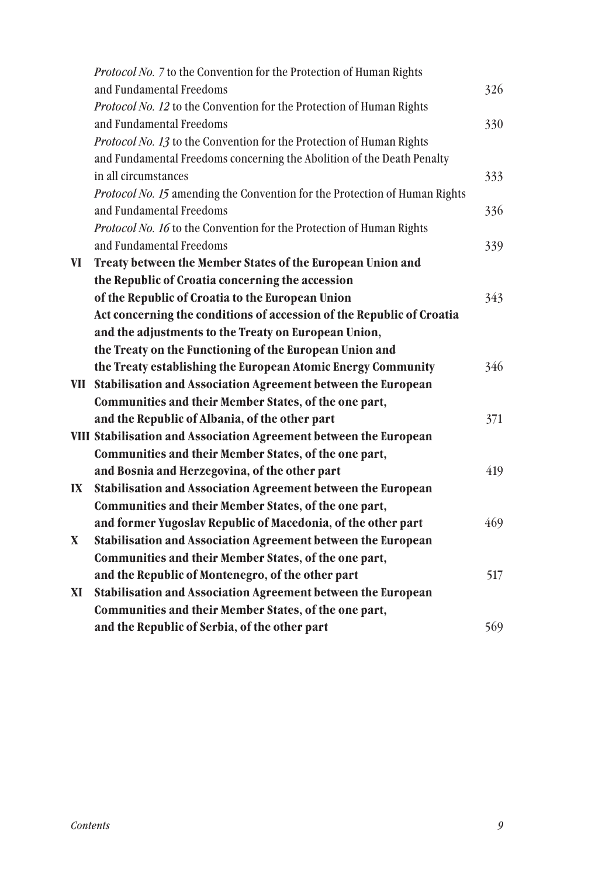*Protocol No. 7* to the Convention for the Protection of Human Rights and Fundamental Freedoms 326

*Protocol No. 12* to the Convention for the Protection of Human Rights and Fundamental Freedoms 330

*Protocol No. 13* to the Convention for the Protection of Human Rights and Fundamental Freedoms concerning the Abolition of the Death Penalty in all circumstances 333

*Protocol No. 15* amending the Convention for the Protection of Human Rights and Fundamental Freedoms 336

*Protocol No. 16* to the Convention for the Protection of Human Rights and Fundamental Freedoms 339

**VI Treaty between the Member States of the European Union and the Republic of Croatia concerning the accession of the Republic of Croatia to the European Union** 343

**Act concerning the conditions of accession of the Republic of Croatia and the adjustments to the Treaty on European Union, the Treaty on the Functioning of the European Union and the Treaty establishing the European Atomic Energy Community** 346

**VII Stabilisation and Association Agreement between the European Communities and their Member States, of the one part, and the Republic of Albania, of the other part** 371

**VIII Stabilisation and Association Agreement between the European Communities and their Member States, of the one part, and Bosnia and Herzegovina, of the other part** 419

**IX Stabilisation and Association Agreement between the European Communities and their Member States, of the one part, and former Yugoslav Republic of Macedonia, of the other part** 469

**X Stabilisation and Association Agreement between the European Communities and their Member States, of the one part, and the Republic of Montenegro, of the other part** 517

**XI Stabilisation and Association Agreement between the European Communities and their Member States, of the one part, and the Republic of Serbia, of the other part** 569